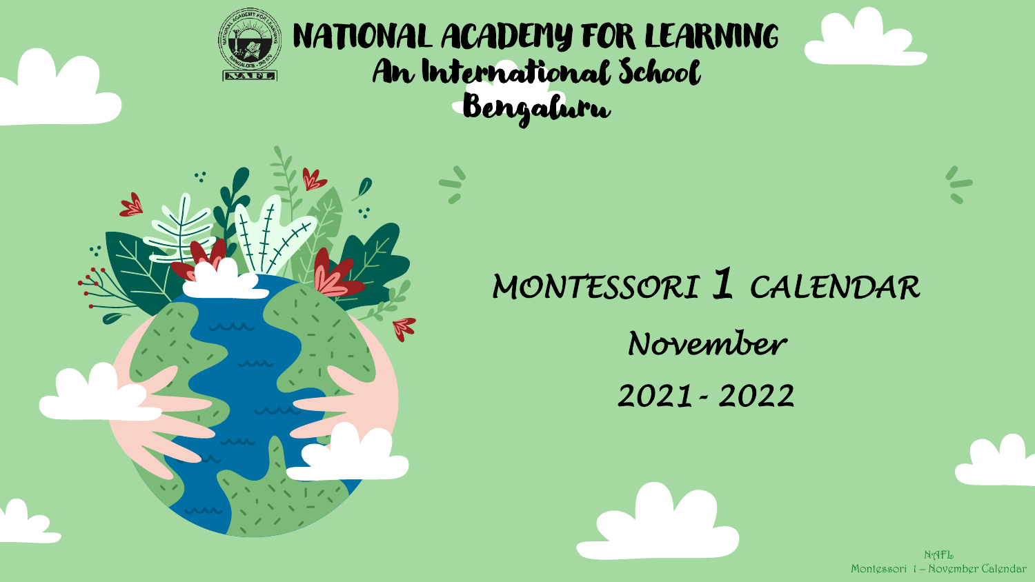# NATIONAL ACADEMY FOR LEARNING

## An International School

## Bengaluru

# MONTESSORI 1 CALENDAR

## November

## 2021 - 2022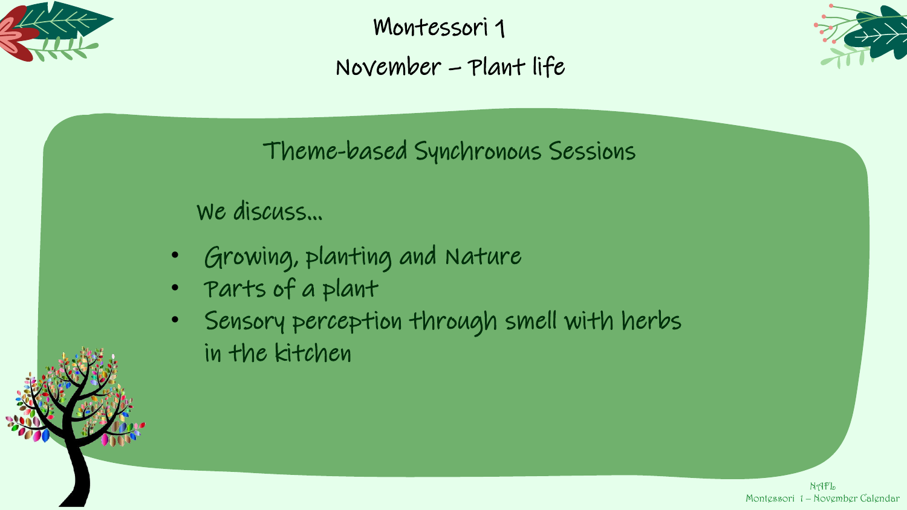# Montessori 1

## November – Plant life

### Theme-based Synchronous Sessions

We discuss…

- Growing, planting and Nature
- Parts of a plant
- Sensory perception through smell with herbs in the kitchen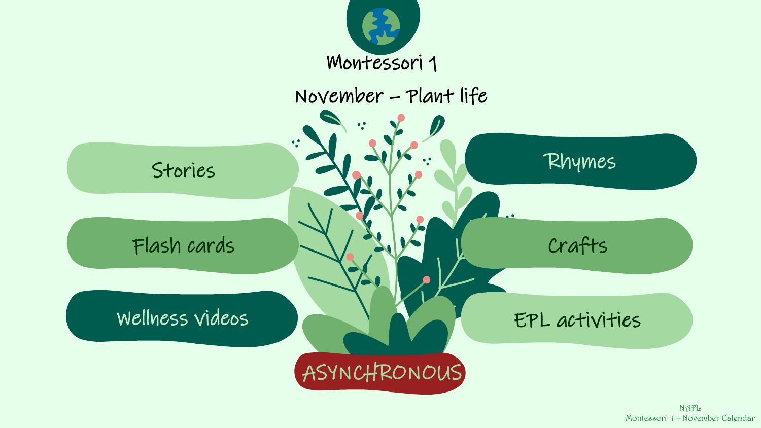# Montessori 1

## November – Plant life

- Stories
- Flash cards
- Wellness videos
- Rhymes
- Crafts
- EPL activities

**ASYNCHRONOUS**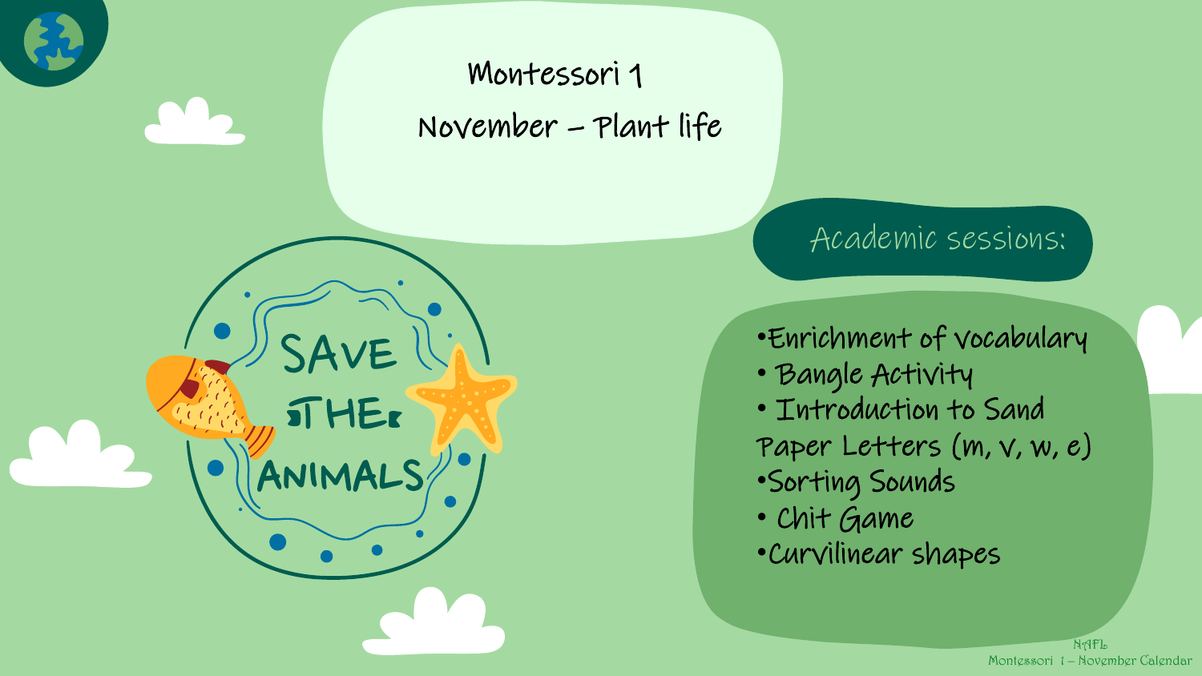# Montessori 1

## November – Plant life

SAVE THE ANIMALS

### Academic sessions:

- Enrichment of vocabulary
- Bangle Activity
- Introduction to Sand Paper Letters (m, v, w, e)
- Sorting Sounds
- Chit Game
- Curvilinear shapes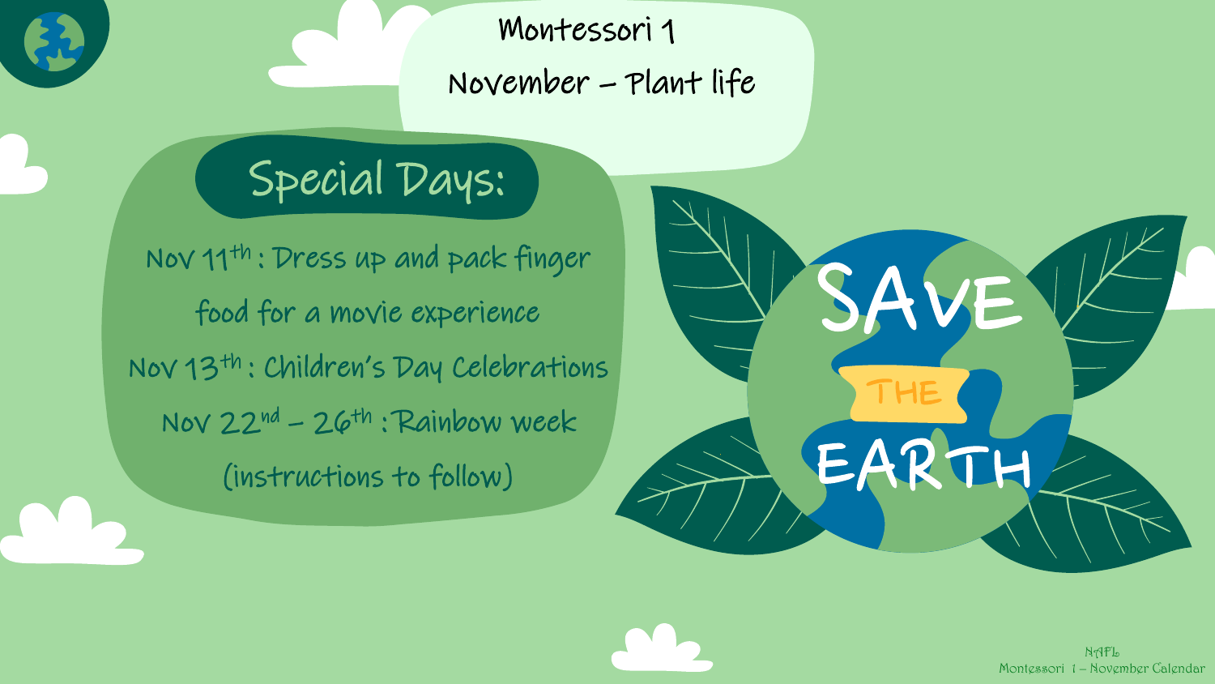# Montessori 1

## November – Plant life

### Special Days:

Nov 11th : Dress up and pack finger food for a movie experience

Nov 13th : Children's Day Celebrations

Nov 22nd – 26th : Rainbow week (instructions to follow)

SAVE THE EARTH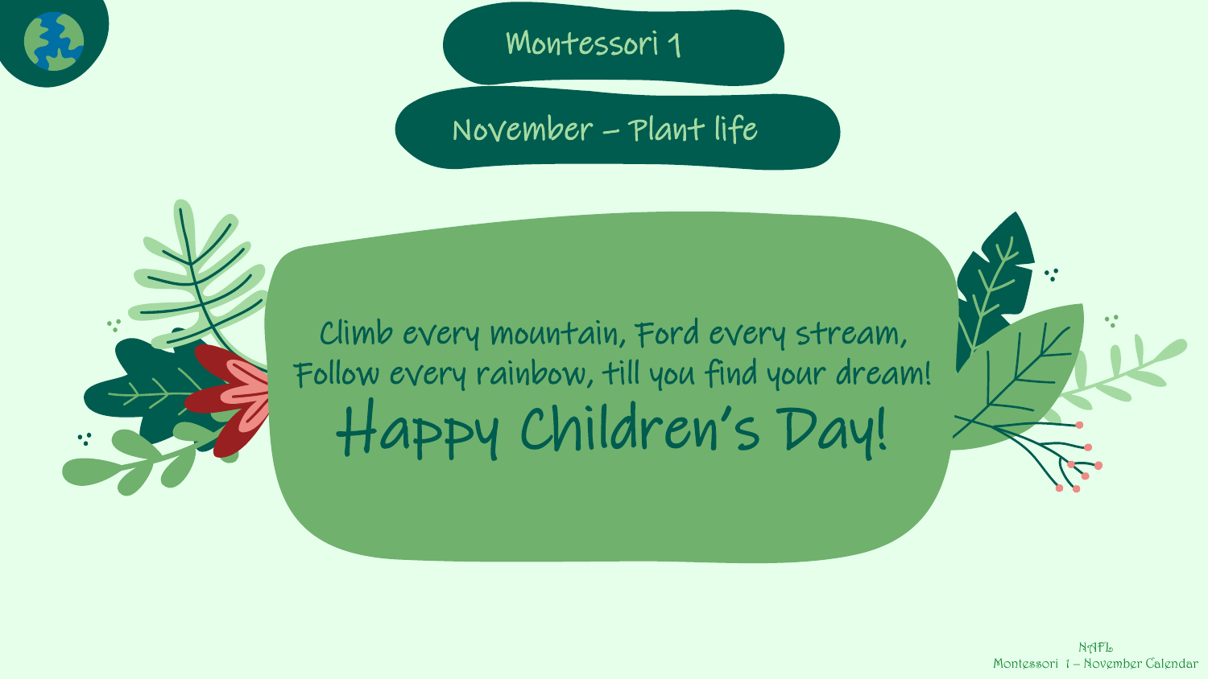# Montessori 1

## November – Plant life

Climb every mountain, Ford every stream,
Follow every rainbow, till you find your dream!

**Happy Children's Day!**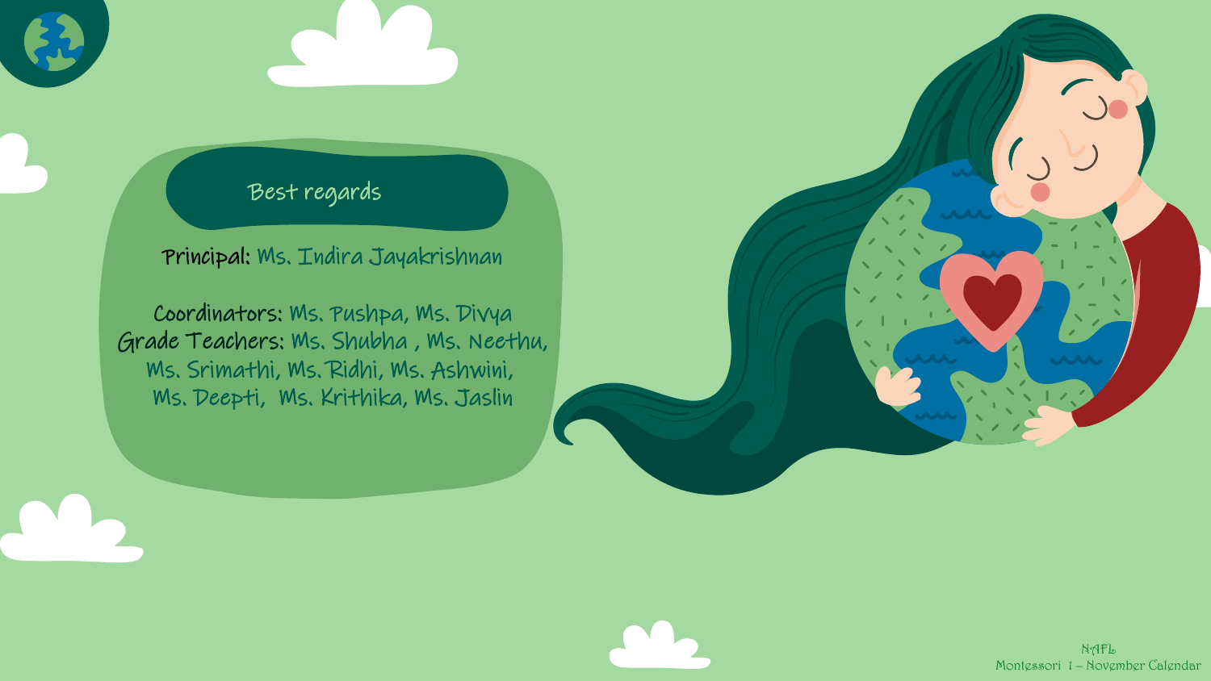## Best regards

**Principal:** Ms. Indira Jayakrishnan

**Coordinators:** Ms. Pushpa, Ms. Divya
**Grade Teachers:** Ms. Shubha , Ms. Neethu, Ms. Srimathi, Ms. Ridhi, Ms. Ashwini, Ms. Deepti, Ms. Krithika, Ms. Jaslin